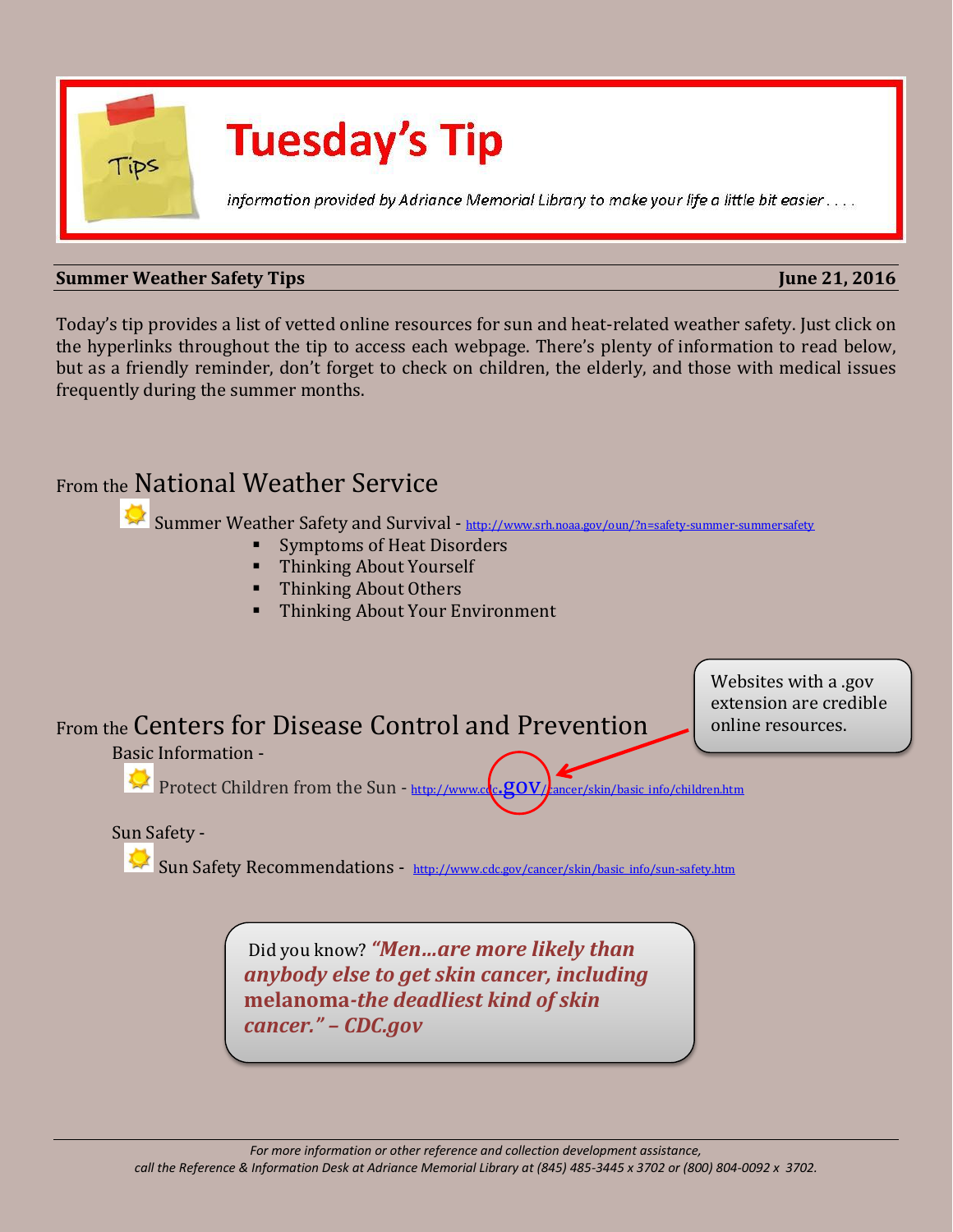# Tuesday's Tip

*information provided by Adriance Memorial Library to make your life a little bit easier . . . .*

**Summer Weather Safety Tips** **June 21, 2016**

Today's tip provides a list of vetted online resources for sun and heat-related weather safety. Just click on the hyperlinks throughout the tip to access each webpage. There's plenty of information to read below, but as a friendly reminder, don't forget to check on children, the elderly, and those with medical issues frequently during the summer months.

## From the National Weather Service

Summer Weather Safety and Survival - http://www.srh.noaa.gov/oun/?n=safety-summer-summersafety

- Symptoms of Heat Disorders
- Thinking About Yourself
- Thinking About Others
- Thinking About Your Environment

## From the Centers for Disease Control and Prevention

Websites with a .gov extension are credible online resources.

Basic Information -

Protect Children from the Sun - http://www.cdc.gov/cancer/skin/basic_info/children.htm

Sun Safety -

Sun Safety Recommendations - http://www.cdc.gov/cancer/skin/basic_info/sun-safety.htm

Did you know? ***"Men…are more likely than anybody else to get skin cancer, including melanoma-the deadliest kind of skin cancer." – CDC.gov***

*For more information or other reference and collection development assistance, call the Reference & Information Desk at Adriance Memorial Library at (845) 485-3445 x 3702 or (800) 804-0092 x 3702.*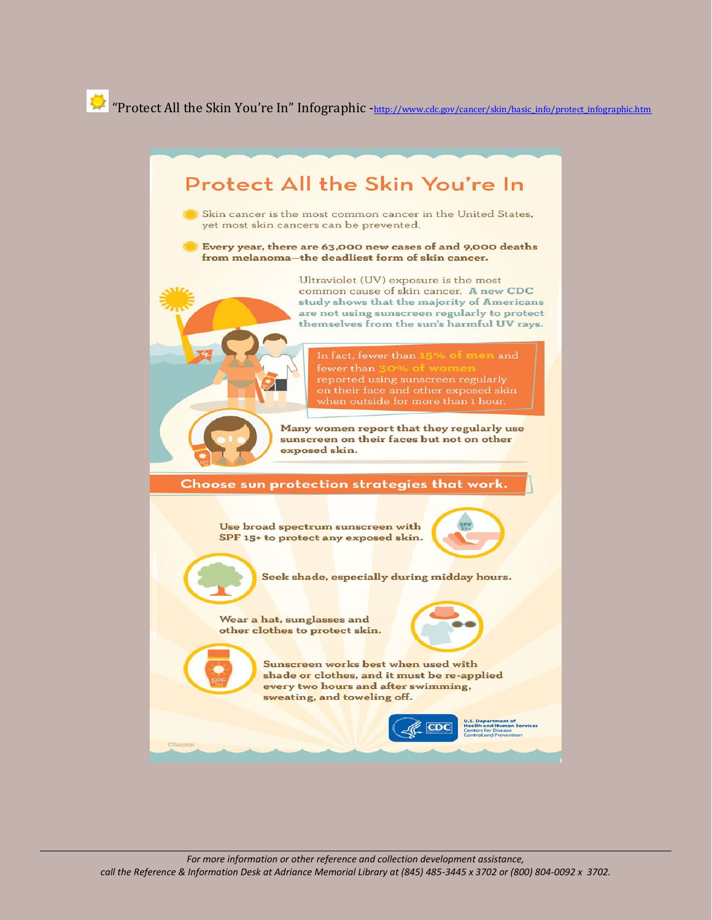"Protect All the Skin You're In" Infographic - http://www.cdc.gov/cancer/skin/basic_info/protect_infographic.htm

# Protect All the Skin You're In

- Skin cancer is the most common cancer in the United States, yet most skin cancers can be prevented.
- **Every year, there are 63,000 new cases of and 9,000 deaths from melanoma—the deadliest form of skin cancer.**

Ultraviolet (UV) exposure is the most common cause of skin cancer. **A new CDC study shows that the majority of Americans are not using sunscreen regularly to protect themselves from the sun's harmful UV rays.**

In fact, fewer than **15% of men** and fewer than **30% of women** reported using sunscreen regularly on their face and other exposed skin when outside for more than 1 hour.

**Many women report that they regularly use sunscreen on their faces but not on other exposed skin.**

## Choose sun protection strategies that work.

**Use broad spectrum sunscreen with SPF 15+ to protect any exposed skin.**

**Seek shade, especially during midday hours.**

**Wear a hat, sunglasses and other clothes to protect skin.**

**Sunscreen works best when used with shade or clothes, and it must be re-applied every two hours and after swimming, sweating, and toweling off.**

CDC U.S. Department of Health and Human Services Centers for Disease Control and Prevention

*For more information or other reference and collection development assistance, call the Reference & Information Desk at Adriance Memorial Library at (845) 485-3445 x 3702 or (800) 804-0092 x 3702.*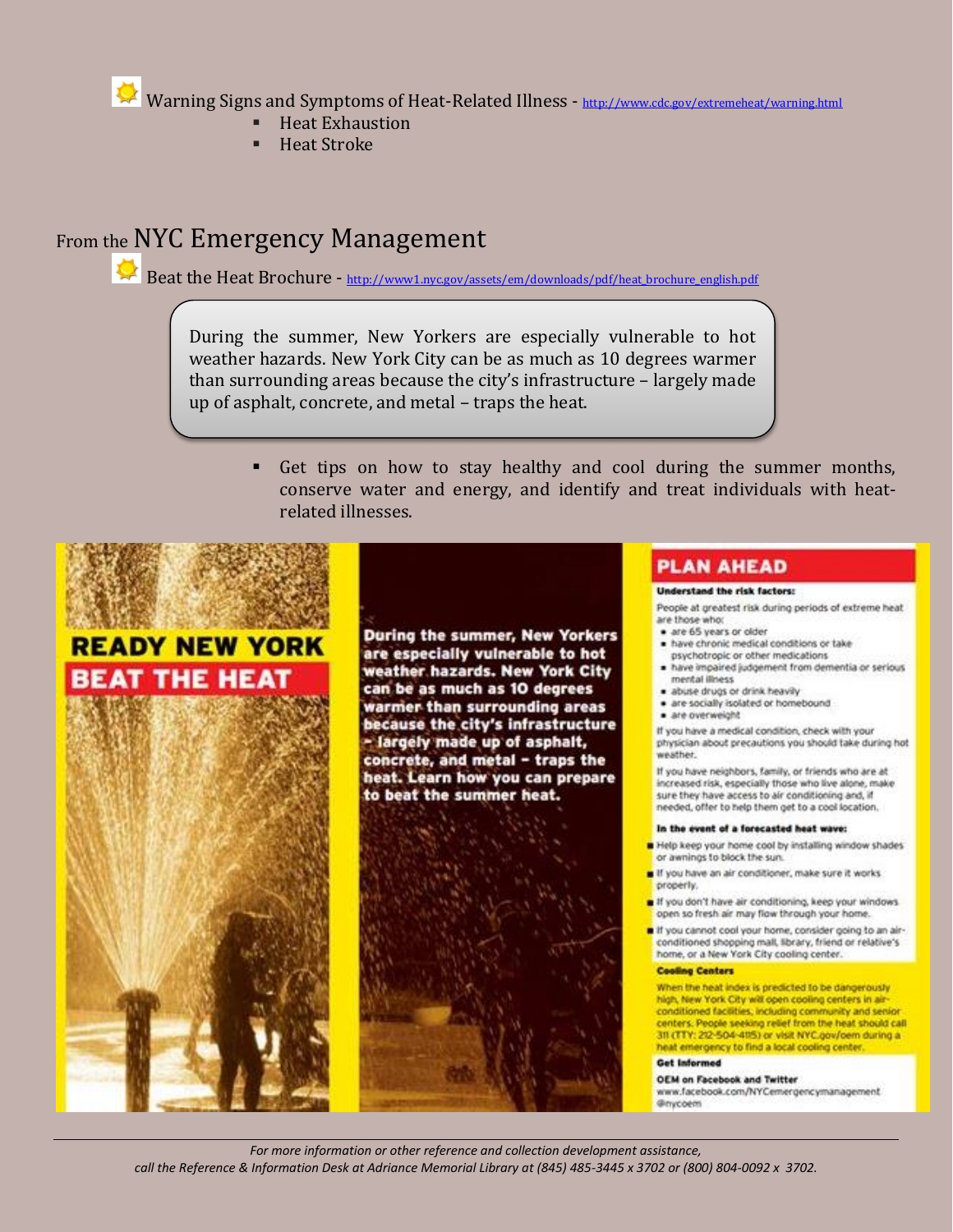Warning Signs and Symptoms of Heat-Related Illness - http://www.cdc.gov/extremeheat/warning.html

- Heat Exhaustion
- Heat Stroke

## From the NYC Emergency Management

Beat the Heat Brochure - http://www1.nyc.gov/assets/em/downloads/pdf/heat_brochure_english.pdf

During the summer, New Yorkers are especially vulnerable to hot weather hazards. New York City can be as much as 10 degrees warmer than surrounding areas because the city's infrastructure – largely made up of asphalt, concrete, and metal – traps the heat.

- Get tips on how to stay healthy and cool during the summer months, conserve water and energy, and identify and treat individuals with heat-related illnesses.

**READY NEW YORK**
**BEAT THE HEAT**

**During the summer, New Yorkers are especially vulnerable to hot weather hazards. New York City can be as much as 10 degrees warmer than surrounding areas because the city's infrastructure – largely made up of asphalt, concrete, and metal – traps the heat. Learn how you can prepare to beat the summer heat.**

### PLAN AHEAD

**Understand the risk factors:**

People at greatest risk during periods of extreme heat are those who:

- are 65 years or older
- have chronic medical conditions or take psychotropic or other medications
- have impaired judgement from dementia or serious mental illness
- abuse drugs or drink heavily
- are socially isolated or homebound
- are overweight

If you have a medical condition, check with your physician about precautions you should take during hot weather.

If you have neighbors, family, or friends who are at increased risk, especially those who live alone, make sure they have access to air conditioning and, if needed, offer to help them get to a cool location.

**In the event of a forecasted heat wave:**

- Help keep your home cool by installing window shades or awnings to block the sun.
- If you have an air conditioner, make sure it works properly.
- If you don't have air conditioning, keep your windows open so fresh air may flow through your home.
- If you cannot cool your home, consider going to an air-conditioned shopping mall, library, friend or relative's home, or a New York City cooling center.

**Cooling Centers**

When the heat index is predicted to be dangerously high, New York City will open cooling centers in air-conditioned facilities, including community and senior centers. People seeking relief from the heat should call 311 (TTY: 212-504-4115) or visit NYC.gov/oem during a heat emergency to find a local cooling center.

**Get Informed**

**OEM on Facebook and Twitter**
www.facebook.com/NYCemergencymanagement
@nycoem

*For more information or other reference and collection development assistance, call the Reference & Information Desk at Adriance Memorial Library at (845) 485-3445 x 3702 or (800) 804-0092 x 3702.*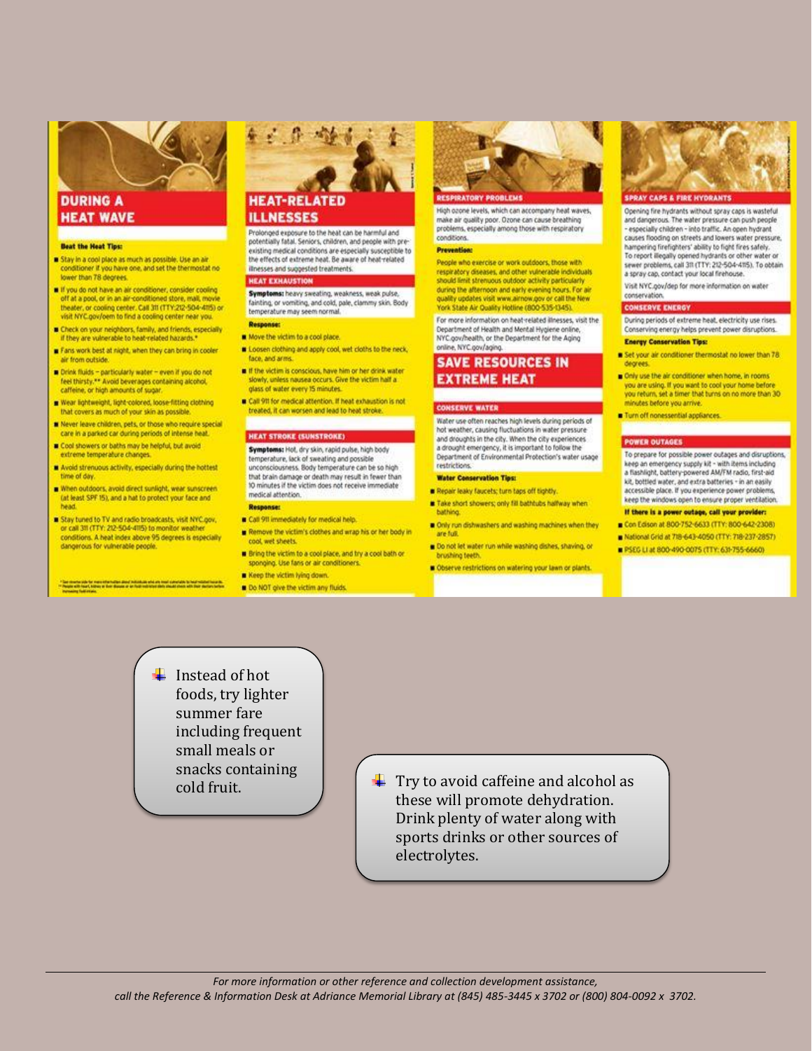## DURING A HEAT WAVE

**Beat the Heat Tips:**

- Stay in a cool place as much as possible. Use an air conditioner if you have one, and set the thermostat no lower than 78 degrees.
- If you do not have an air conditioner, consider cooling off at a pool, or in an air-conditioned store, mall, movie theater, or cooling center. Call 311 (TTY:212-504-4115) or visit NYC.gov/oem to find a cooling center near you.
- Check on your neighbors, family, and friends, especially if they are vulnerable to heat-related hazards.*
- Fans work best at night, when they can bring in cooler air from outside.
- Drink fluids – particularly water – even if you do not feel thirsty.** Avoid beverages containing alcohol, caffeine, or high amounts of sugar.
- Wear lightweight, light-colored, loose-fitting clothing that covers as much of your skin as possible.
- Never leave children, pets, or those who require special care in a parked car during periods of intense heat.
- Cool showers or baths may be helpful, but avoid extreme temperature changes.
- Avoid strenuous activity, especially during the hottest time of day.
- When outdoors, avoid direct sunlight, wear sunscreen (at least SPF 15), and a hat to protect your face and head.
- Stay tuned to TV and radio broadcasts, visit NYC.gov, or call 311 (TTY: 212-504-4115) to monitor weather conditions. A heat index above 95 degrees is especially dangerous for vulnerable people.

## HEAT-RELATED ILLNESSES

Prolonged exposure to the heat can be harmful and potentially fatal. Seniors, children, and people with pre-existing medical conditions are especially susceptible to the effects of extreme heat. Be aware of heat-related illnesses and suggested treatments.

### HEAT EXHAUSTION

**Symptoms:** heavy sweating, weakness, weak pulse, fainting, or vomiting, and cold, pale, clammy skin. Body temperature may seem normal.

**Response:**

- Move the victim to a cool place.
- Loosen clothing and apply cool, wet cloths to the neck, face, and arms.
- If the victim is conscious, have him or her drink water slowly, unless nausea occurs. Give the victim half a glass of water every 15 minutes.
- Call 911 for medical attention. If heat exhaustion is not treated, it can worsen and lead to heat stroke.

### HEAT STROKE (SUNSTROKE)

**Symptoms:** Hot, dry skin, rapid pulse, high body temperature, lack of sweating and possible unconsciousness. Body temperature can be so high that brain damage or death may result in fewer than 10 minutes if the victim does not receive immediate medical attention.

**Response:**

- Call 911 immediately for medical help.
- Remove the victim's clothes and wrap his or her body in cool, wet sheets.
- Bring the victim to a cool place, and try a cool bath or sponging. Use fans or air conditioners.
- Keep the victim lying down.
- Do NOT give the victim any fluids.

### RESPIRATORY PROBLEMS

High ozone levels, which can accompany heat waves, make air quality poor. Ozone can cause breathing problems, especially among those with respiratory conditions.

**Prevention:**

People who exercise or work outdoors, those with respiratory diseases, and other vulnerable individuals should limit strenuous outdoor activity particularly during the afternoon and early evening hours. For air quality updates visit www.airnow.gov or call the New York State Air Quality Hotline (800-535-1345).

For more information on heat-related illnesses, visit the Department of Health and Mental Hygiene online, NYC.gov/health, or the Department for the Aging online, NYC.gov/aging.

## SAVE RESOURCES IN EXTREME HEAT

### CONSERVE WATER

Water use often reaches high levels during periods of hot weather, causing fluctuations in water pressure and droughts in the city. When the city experiences a drought emergency, it is important to follow the Department of Environmental Protection's water usage restrictions.

**Water Conservation Tips:**

- Repair leaky faucets; turn taps off tightly.
- Take short showers; only fill bathtubs halfway when bathing.
- Only run dishwashers and washing machines when they are full.
- Do not let water run while washing dishes, shaving, or brushing teeth.
- Observe restrictions on watering your lawn or plants.

### SPRAY CAPS & FIRE HYDRANTS

Opening fire hydrants without spray caps is wasteful and dangerous. The water pressure can push people – especially children – into traffic. An open hydrant causes flooding on streets and lowers water pressure, hampering firefighters' ability to fight fires safely. To report illegally opened hydrants or other water or sewer problems, call 311 (TTY: 212-504-4115). To obtain a spray cap, contact your local firehouse.

Visit NYC.gov/dep for more information on water conservation.

### CONSERVE ENERGY

During periods of extreme heat, electricity use rises. Conserving energy helps prevent power disruptions.

**Energy Conservation Tips:**

- Set your air conditioner thermostat no lower than 78 degrees.
- Only use the air conditioner when home, in rooms you are using. If you want to cool your home before you return, set a timer that turns on no more than 30 minutes before you arrive.
- Turn off nonessential appliances.

### POWER OUTAGES

To prepare for possible power outages and disruptions, keep an emergency supply kit – with items including a flashlight, battery-powered AM/FM radio, first-aid kit, bottled water, and extra batteries – in an easily accessible place. If you experience power problems, keep the windows open to ensure proper ventilation.

**If there is a power outage, call your provider:**

- Con Edison at 800-752-6633 (TTY: 800-642-2308)
- National Grid at 718-643-4050 (TTY: 718-237-2857)
- PSEG LI at 800-490-0075 (TTY: 631-755-6660)

---

- Instead of hot foods, try lighter summer fare including frequent small meals or snacks containing cold fruit.

- Try to avoid caffeine and alcohol as these will promote dehydration. Drink plenty of water along with sports drinks or other sources of electrolytes.

*For more information or other reference and collection development assistance, call the Reference & Information Desk at Adriance Memorial Library at (845) 485-3445 x 3702 or (800) 804-0092 x 3702.*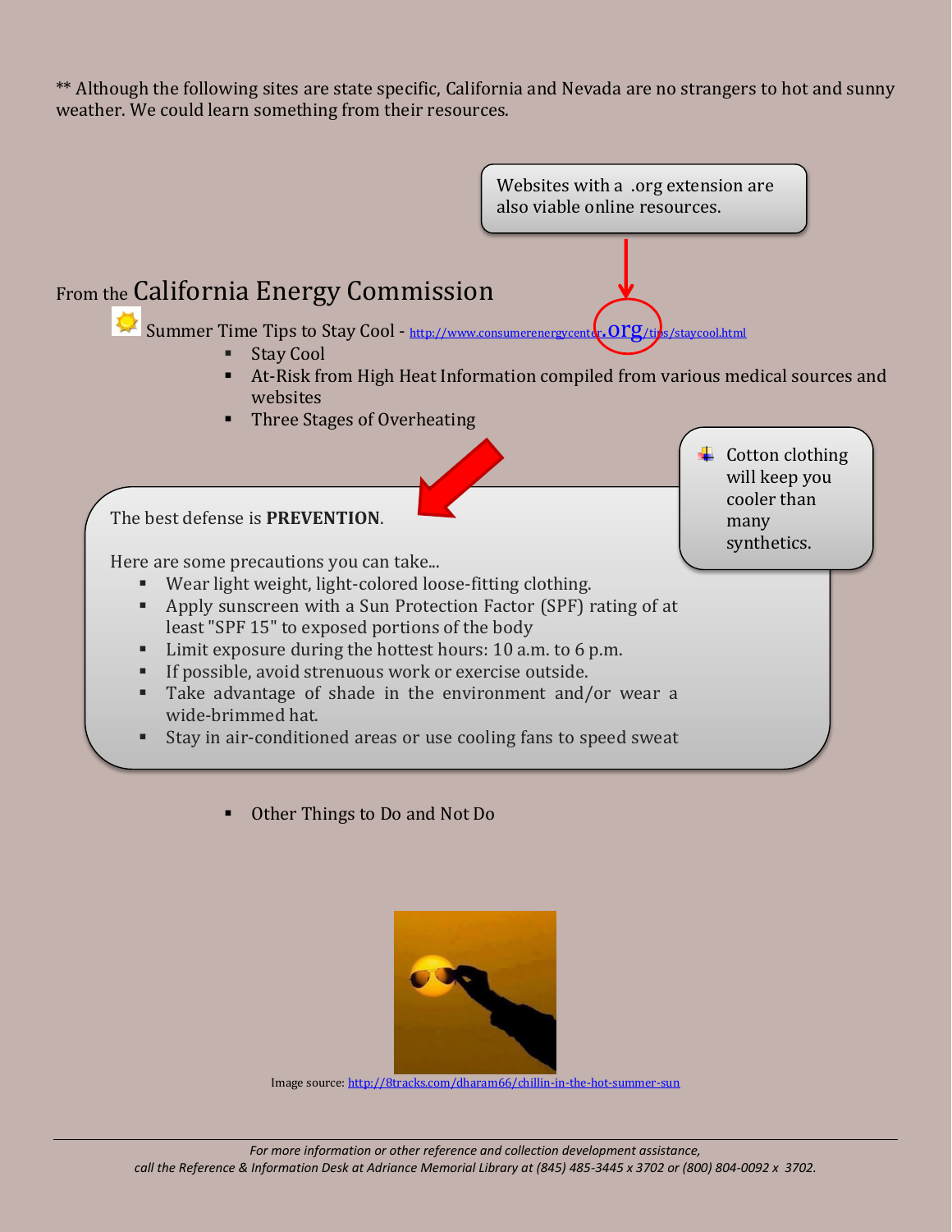** Although the following sites are state specific, California and Nevada are no strangers to hot and sunny weather. We could learn something from their resources.

Websites with a .org extension are also viable online resources.

From the California Energy Commission

Summer Time Tips to Stay Cool - http://www.consumerenergycenter.org/tips/staycool.html

- Stay Cool
- At-Risk from High Heat Information compiled from various medical sources and websites
- Three Stages of Overheating

The best defense is **PREVENTION**.

Here are some precautions you can take...

- Wear light weight, light-colored loose-fitting clothing.
- Apply sunscreen with a Sun Protection Factor (SPF) rating of at least "SPF 15" to exposed portions of the body
- Limit exposure during the hottest hours: 10 a.m. to 6 p.m.
- If possible, avoid strenuous work or exercise outside.
- Take advantage of shade in the environment and/or wear a wide-brimmed hat.
- Stay in air-conditioned areas or use cooling fans to speed sweat

Cotton clothing will keep you cooler than many synthetics.

- Other Things to Do and Not Do

Image source: http://8tracks.com/dharam66/chillin-in-the-hot-summer-sun

*For more information or other reference and collection development assistance, call the Reference & Information Desk at Adriance Memorial Library at (845) 485-3445 x 3702 or (800) 804-0092 x 3702.*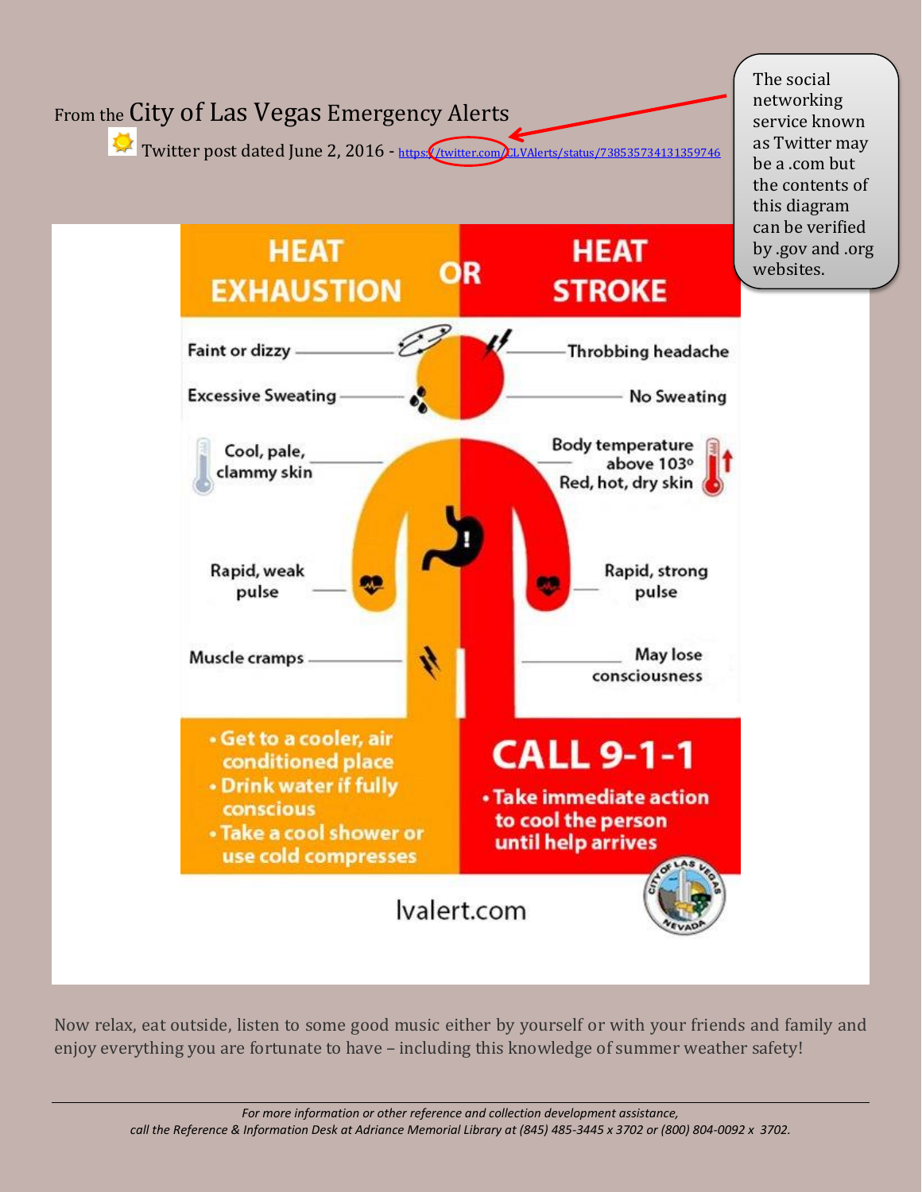From the City of Las Vegas Emergency Alerts

Twitter post dated June 2, 2016 - https://twitter.com/CLVAlerts/status/738535734131359746

The social networking service known as Twitter may be a .com but the contents of this diagram can be verified by .gov and .org websites.

HEAT EXHAUSTION OR HEAT STROKE

Faint or dizzy

Excessive Sweating

Cool, pale, clammy skin

Rapid, weak pulse

Muscle cramps

Throbbing headache

No Sweating

Body temperature above 103°

Red, hot, dry skin

Rapid, strong pulse

May lose consciousness

- Get to a cooler, air conditioned place
- Drink water if fully conscious
- Take a cool shower or use cold compresses

CALL 9-1-1

- Take immediate action to cool the person until help arrives

lvalert.com

Now relax, eat outside, listen to some good music either by yourself or with your friends and family and enjoy everything you are fortunate to have – including this knowledge of summer weather safety!

*For more information or other reference and collection development assistance, call the Reference & Information Desk at Adriance Memorial Library at (845) 485-3445 x 3702 or (800) 804-0092 x 3702.*